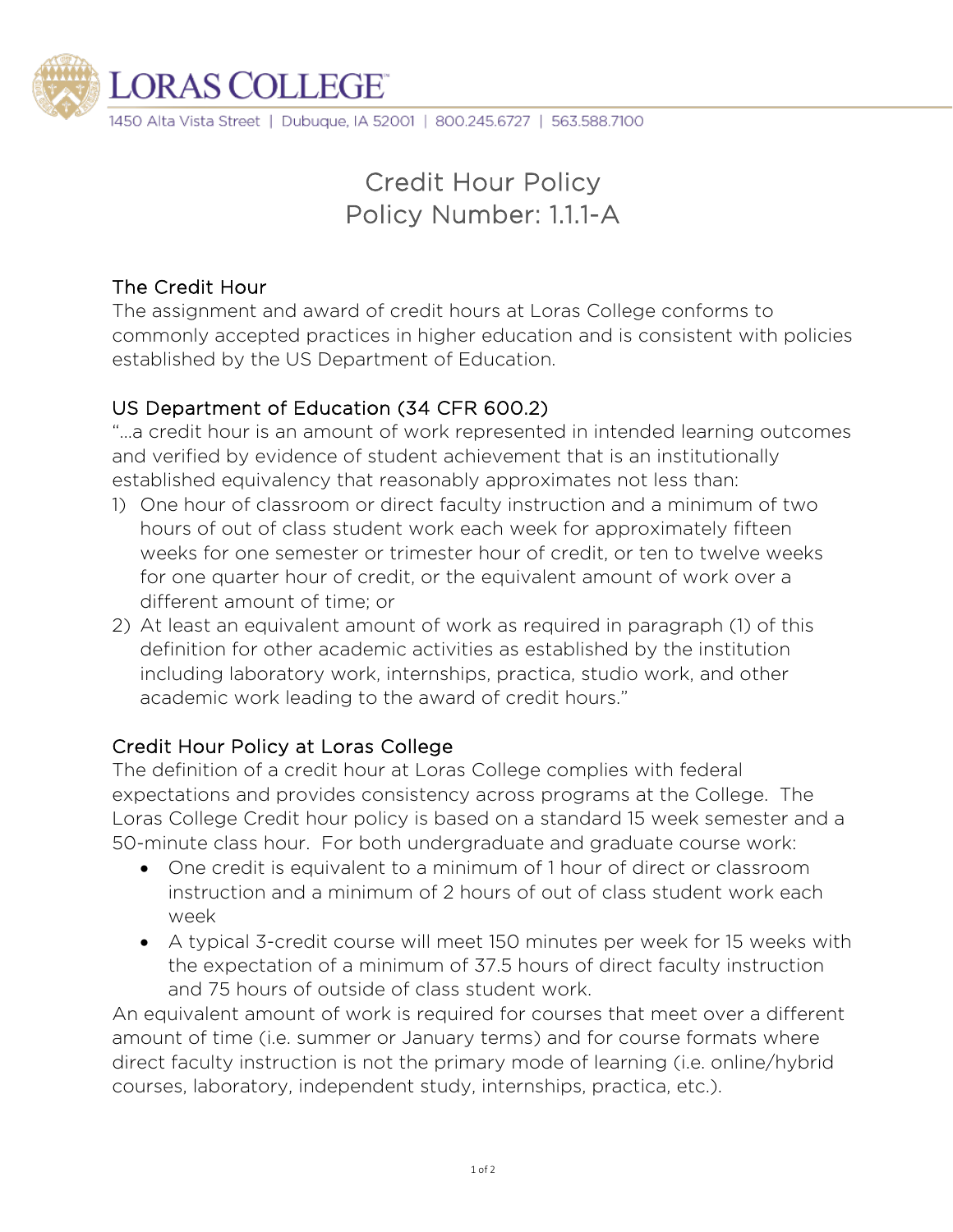# LORAS COLLEGE

1450 Alta Vista Street | Dubuque, IA 52001 | 800.245.6727 | 563.588.7100

## Credit Hour Policy
## Policy Number: 1.1.1-A

### The Credit Hour

The assignment and award of credit hours at Loras College conforms to commonly accepted practices in higher education and is consistent with policies established by the US Department of Education.

### US Department of Education (34 CFR 600.2)

"…a credit hour is an amount of work represented in intended learning outcomes and verified by evidence of student achievement that is an institutionally established equivalency that reasonably approximates not less than:

1) One hour of classroom or direct faculty instruction and a minimum of two hours of out of class student work each week for approximately fifteen weeks for one semester or trimester hour of credit, or ten to twelve weeks for one quarter hour of credit, or the equivalent amount of work over a different amount of time; or
2) At least an equivalent amount of work as required in paragraph (1) of this definition for other academic activities as established by the institution including laboratory work, internships, practica, studio work, and other academic work leading to the award of credit hours."

### Credit Hour Policy at Loras College

The definition of a credit hour at Loras College complies with federal expectations and provides consistency across programs at the College. The Loras College Credit hour policy is based on a standard 15 week semester and a 50-minute class hour. For both undergraduate and graduate course work:

- One credit is equivalent to a minimum of 1 hour of direct or classroom instruction and a minimum of 2 hours of out of class student work each week
- A typical 3-credit course will meet 150 minutes per week for 15 weeks with the expectation of a minimum of 37.5 hours of direct faculty instruction and 75 hours of outside of class student work.

An equivalent amount of work is required for courses that meet over a different amount of time (i.e. summer or January terms) and for course formats where direct faculty instruction is not the primary mode of learning (i.e. online/hybrid courses, laboratory, independent study, internships, practica, etc.).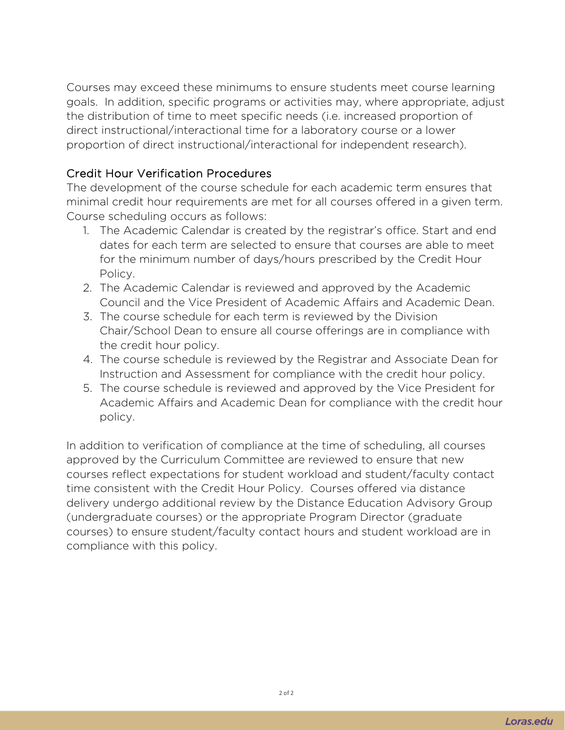Courses may exceed these minimums to ensure students meet course learning goals. In addition, specific programs or activities may, where appropriate, adjust the distribution of time to meet specific needs (i.e. increased proportion of direct instructional/interactional time for a laboratory course or a lower proportion of direct instructional/interactional for independent research).

## Credit Hour Verification Procedures

The development of the course schedule for each academic term ensures that minimal credit hour requirements are met for all courses offered in a given term. Course scheduling occurs as follows:

1. The Academic Calendar is created by the registrar's office. Start and end dates for each term are selected to ensure that courses are able to meet for the minimum number of days/hours prescribed by the Credit Hour Policy.
2. The Academic Calendar is reviewed and approved by the Academic Council and the Vice President of Academic Affairs and Academic Dean.
3. The course schedule for each term is reviewed by the Division Chair/School Dean to ensure all course offerings are in compliance with the credit hour policy.
4. The course schedule is reviewed by the Registrar and Associate Dean for Instruction and Assessment for compliance with the credit hour policy.
5. The course schedule is reviewed and approved by the Vice President for Academic Affairs and Academic Dean for compliance with the credit hour policy.

In addition to verification of compliance at the time of scheduling, all courses approved by the Curriculum Committee are reviewed to ensure that new courses reflect expectations for student workload and student/faculty contact time consistent with the Credit Hour Policy. Courses offered via distance delivery undergo additional review by the Distance Education Advisory Group (undergraduate courses) or the appropriate Program Director (graduate courses) to ensure student/faculty contact hours and student workload are in compliance with this policy.